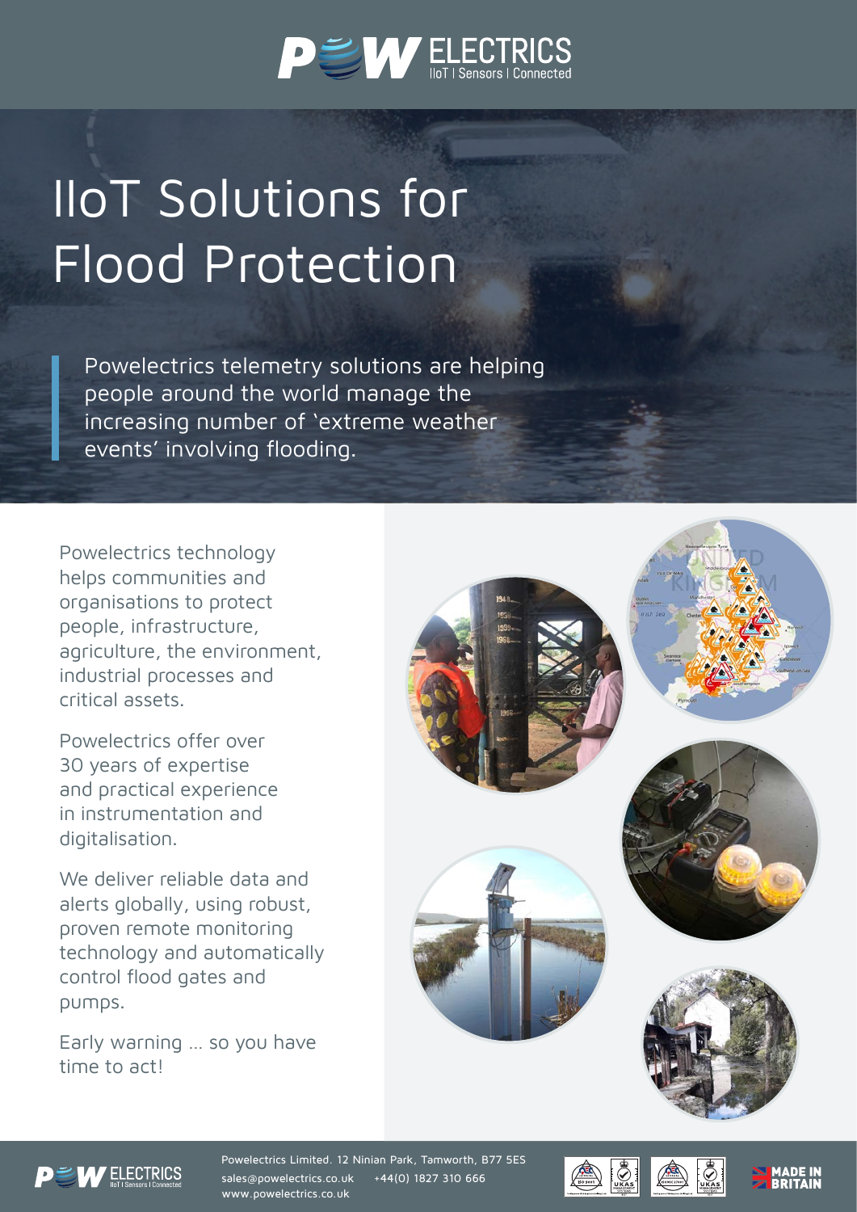# IIoT Solutions for Flood Protection

Powelectrics telemetry solutions are helping people around the world manage the increasing number of 'extreme weather events' involving flooding.

Powelectrics technology helps communities and organisations to protect people, infrastructure, agriculture, the environment, industrial processes and critical assets.

Powelectrics offer over 30 years of expertise and practical experience in instrumentation and digitalisation.

We deliver reliable data and alerts globally, using robust, proven remote monitoring technology and automatically control flood gates and pumps.

Early warning … so you have time to act!

Powelectrics Limited. 12 Ninian Park, Tamworth, B77 5ES
sales@powelectrics.co.uk +44(0) 1827 310 666
www.powelectrics.co.uk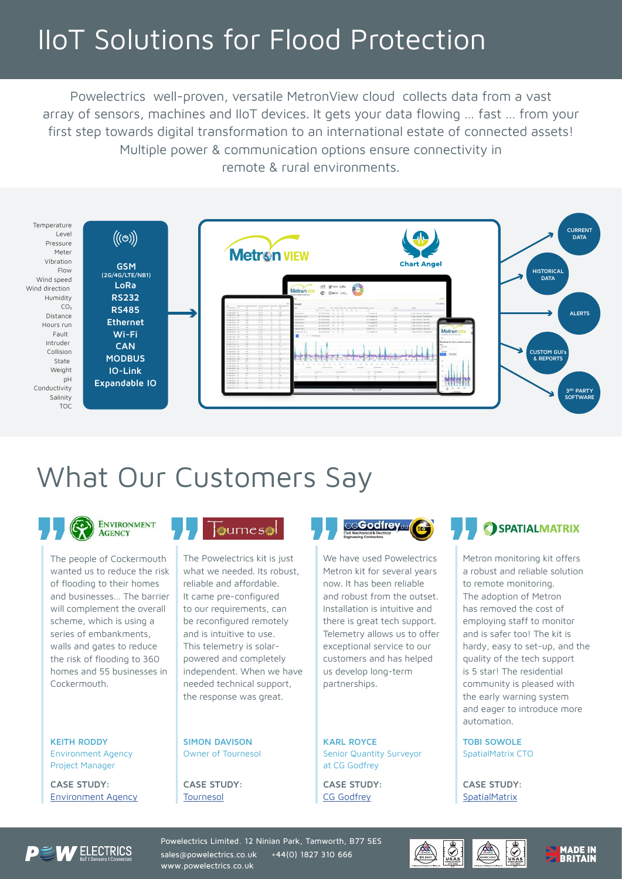# IIoT Solutions for Flood Protection

Powelectrics well-proven, versatile MetronView cloud collects data from a vast array of sensors, machines and IIoT devices. It gets your data flowing … fast … from your first step towards digital transformation to an international estate of connected assets! Multiple power & communication options ensure connectivity in remote & rural environments.

Temperature
Level
Pressure
Meter
Vibration
Flow
Wind speed
Wind direction
Humidity
$CO_2$
Distance
Hours run
Fault
Intruder
Collision
State
Weight
pH
Conductivity
Salinity
TOC

GSM (2G/4G/LTE/NB1)
LoRa
RS232
RS485
Ethernet
Wi-Fi
CAN
MODBUS
IO-Link
Expandable IO

Metron VIEW
Chart Angel

CURRENT DATA
HISTORICAL DATA
ALERTS
CUSTOM GUI's & REPORTS
3RD PARTY SOFTWARE

## What Our Customers Say

**Environment Agency**

The people of Cockermouth wanted us to reduce the risk of flooding to their homes and businesses… The barrier will complement the overall scheme, which is using a series of embankments, walls and gates to reduce the risk of flooding to 360 homes and 55 businesses in Cockermouth.

**KEITH RODDY**
Environment Agency
Project Manager

**CASE STUDY:** Environment Agency

**Tournesol**

The Powelectrics kit is just what we needed. Its robust, reliable and affordable. It came pre-configured to our requirements, can be reconfigured remotely and is intuitive to use. This telemetry is solar-powered and completely independent. When we have needed technical support, the response was great.

**SIMON DAVISON**
Owner of Tournesol

**CASE STUDY:** Tournesol

**CG Godfrey Ltd** – Civil, Mechanical & Electrical Engineering Contractors

We have used Powelectrics Metron kit for several years now. It has been reliable and robust from the outset. Installation is intuitive and there is great tech support. Telemetry allows us to offer exceptional service to our customers and has helped us develop long-term partnerships.

**KARL ROYCE**
Senior Quantity Surveyor at CG Godfrey

**CASE STUDY:** CG Godfrey

**SPATIALMATRIX**

Metron monitoring kit offers a robust and reliable solution to remote monitoring. The adoption of Metron has removed the cost of employing staff to monitor and is safer too! The kit is hardy, easy to set-up, and the quality of the tech support is 5 star! The residential community is pleased with the early warning system and eager to introduce more automation.

**TOBI SOWOLE**
SpatialMatrix CTO

**CASE STUDY:** SpatialMatrix

POWELECTRICS – IIoT | Sensors | Connected

Powelectrics Limited. 12 Ninian Park, Tamworth, B77 5ES
sales@powelectrics.co.uk +44(0) 1827 310 666
www.powelectrics.co.uk

ISO 9001 · ISO 27001 · MADE IN BRITAIN